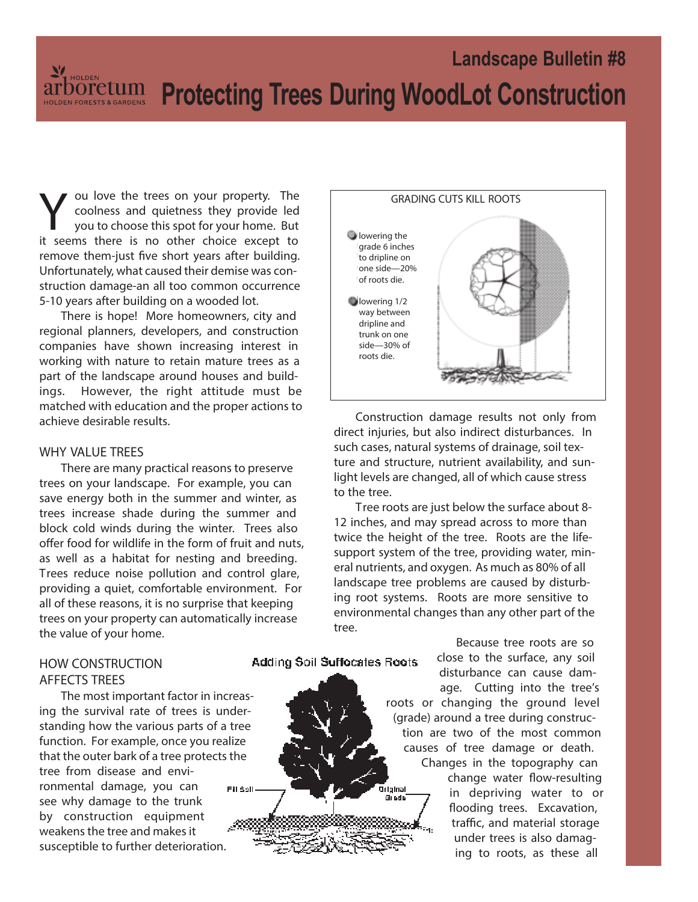Landscape Bulletin #8

# Protecting Trees During WoodLot Construction

You love the trees on your property. The coolness and quietness they provide led you to choose this spot for your home. But it seems there is no other choice except to remove them-just five short years after building. Unfortunately, what caused their demise was construction damage-an all too common occurrence 5-10 years after building on a wooded lot.

There is hope! More homeowners, city and regional planners, developers, and construction companies have shown increasing interest in working with nature to retain mature trees as a part of the landscape around houses and buildings. However, the right attitude must be matched with education and the proper actions to achieve desirable results.

## WHY VALUE TREES

There are many practical reasons to preserve trees on your landscape. For example, you can save energy both in the summer and winter, as trees increase shade during the summer and block cold winds during the winter. Trees also offer food for wildlife in the form of fruit and nuts, as well as a habitat for nesting and breeding. Trees reduce noise pollution and control glare, providing a quiet, comfortable environment. For all of these reasons, it is no surprise that keeping trees on your property can automatically increase the value of your home.

## HOW CONSTRUCTION AFFECTS TREES

The most important factor in increasing the survival rate of trees is understanding how the various parts of a tree function. For example, once you realize that the outer bark of a tree protects the tree from disease and environmental damage, you can see why damage to the trunk by construction equipment weakens the tree and makes it susceptible to further deterioration.

GRADING CUTS KILL ROOTS

- lowering the grade 6 inches to dripline on one side—20% of roots die.
- lowering 1/2 way between dripline and trunk on one side—30% of roots die.

Construction damage results not only from direct injuries, but also indirect disturbances. In such cases, natural systems of drainage, soil texture and structure, nutrient availability, and sunlight levels are changed, all of which cause stress to the tree.

Tree roots are just below the surface about 8-12 inches, and may spread across to more than twice the height of the tree. Roots are the life-support system of the tree, providing water, mineral nutrients, and oxygen. As much as 80% of all landscape tree problems are caused by disturbing root systems. Roots are more sensitive to environmental changes than any other part of the tree.

Adding Soil Suffocates Roots

Fill Soil — Original Grade

Because tree roots are so close to the surface, any soil disturbance can cause damage. Cutting into the tree's roots or changing the ground level (grade) around a tree during construction are two of the most common causes of tree damage or death. Changes in the topography can change water flow-resulting in depriving water to or flooding trees. Excavation, traffic, and material storage under trees is also damaging to roots, as these all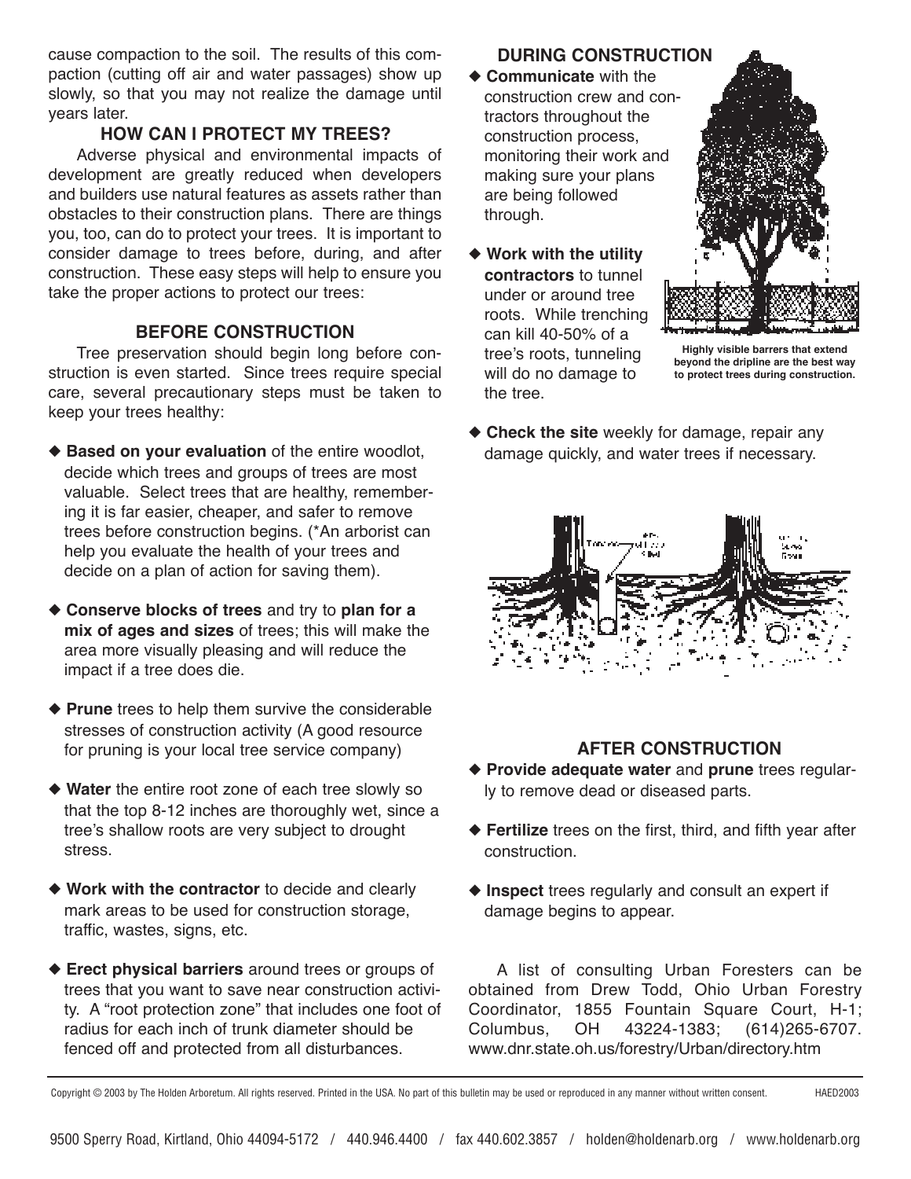cause compaction to the soil. The results of this compaction (cutting off air and water passages) show up slowly, so that you may not realize the damage until years later.

## HOW CAN I PROTECT MY TREES?

Adverse physical and environmental impacts of development are greatly reduced when developers and builders use natural features as assets rather than obstacles to their construction plans. There are things you, too, can do to protect your trees. It is important to consider damage to trees before, during, and after construction. These easy steps will help to ensure you take the proper actions to protect our trees:

## BEFORE CONSTRUCTION

Tree preservation should begin long before construction is even started. Since trees require special care, several precautionary steps must be taken to keep your trees healthy:

- **Based on your evaluation** of the entire woodlot, decide which trees and groups of trees are most valuable. Select trees that are healthy, remembering it is far easier, cheaper, and safer to remove trees before construction begins. (*An arborist can help you evaluate the health of your trees and decide on a plan of action for saving them).
- **Conserve blocks of trees** and try to **plan for a mix of ages and sizes** of trees; this will make the area more visually pleasing and will reduce the impact if a tree does die.
- **Prune** trees to help them survive the considerable stresses of construction activity (A good resource for pruning is your local tree service company)
- **Water** the entire root zone of each tree slowly so that the top 8-12 inches are thoroughly wet, since a tree's shallow roots are very subject to drought stress.
- **Work with the contractor** to decide and clearly mark areas to be used for construction storage, traffic, wastes, signs, etc.
- **Erect physical barriers** around trees or groups of trees that you want to save near construction activity. A "root protection zone" that includes one foot of radius for each inch of trunk diameter should be fenced off and protected from all disturbances.

## DURING CONSTRUCTION

- **Communicate** with the construction crew and contractors throughout the construction process, monitoring their work and making sure your plans are being followed through.
- **Work with the utility contractors** to tunnel under or around tree roots. While trenching can kill 40-50% of a tree's roots, tunneling will do no damage to the tree.

Highly visible barrers that extend beyond the dripline are the best way to protect trees during construction.

- **Check the site** weekly for damage, repair any damage quickly, and water trees if necessary.

## AFTER CONSTRUCTION

- **Provide adequate water** and **prune** trees regularly to remove dead or diseased parts.
- **Fertilize** trees on the first, third, and fifth year after construction.
- **Inspect** trees regularly and consult an expert if damage begins to appear.

A list of consulting Urban Foresters can be obtained from Drew Todd, Ohio Urban Forestry Coordinator, 1855 Fountain Square Court, H-1; Columbus, OH 43224-1383; (614)265-6707. www.dnr.state.oh.us/forestry/Urban/directory.htm

Copyright © 2003 by The Holden Arboretum. All rights reserved. Printed in the USA. No part of this bulletin may be used or reproduced in any manner without written consent. HAED2003

9500 Sperry Road, Kirtland, Ohio 44094-5172 / 440.946.4400 / fax 440.602.3857 / holden@holdenarb.org / www.holdenarb.org